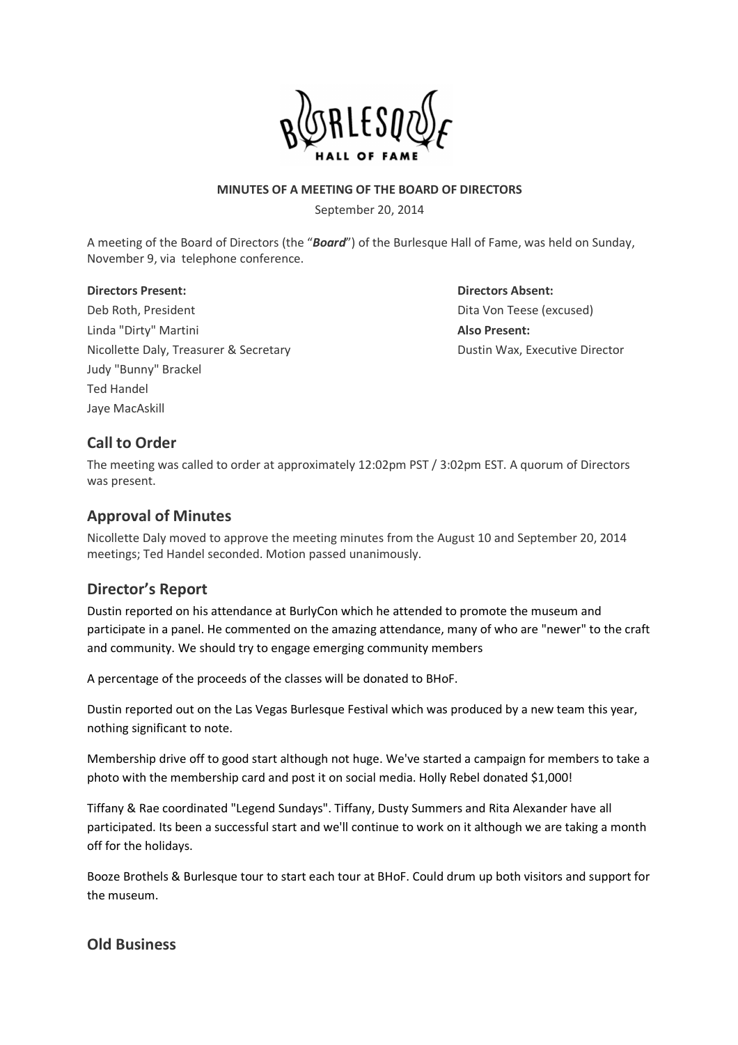# BURLESQUE HALL OF FAME

**MINUTES OF A MEETING OF THE BOARD OF DIRECTORS**

September 20, 2014

A meeting of the Board of Directors (the "***Board***") of the Burlesque Hall of Fame, was held on Sunday, November 9, via telephone conference.

**Directors Present:**

Deb Roth, President
Linda "Dirty" Martini
Nicollette Daly, Treasurer & Secretary
Judy "Bunny" Brackel
Ted Handel
Jaye MacAskill

**Directors Absent:**

Dita Von Teese (excused)

**Also Present:**

Dustin Wax, Executive Director

## Call to Order

The meeting was called to order at approximately 12:02pm PST / 3:02pm EST. A quorum of Directors was present.

## Approval of Minutes

Nicollette Daly moved to approve the meeting minutes from the August 10 and September 20, 2014 meetings; Ted Handel seconded. Motion passed unanimously.

## Director's Report

Dustin reported on his attendance at BurlyCon which he attended to promote the museum and participate in a panel. He commented on the amazing attendance, many of who are "newer" to the craft and community. We should try to engage emerging community members

A percentage of the proceeds of the classes will be donated to BHoF.

Dustin reported out on the Las Vegas Burlesque Festival which was produced by a new team this year, nothing significant to note.

Membership drive off to good start although not huge. We've started a campaign for members to take a photo with the membership card and post it on social media. Holly Rebel donated $1,000!

Tiffany & Rae coordinated "Legend Sundays". Tiffany, Dusty Summers and Rita Alexander have all participated. Its been a successful start and we'll continue to work on it although we are taking a month off for the holidays.

Booze Brothels & Burlesque tour to start each tour at BHoF. Could drum up both visitors and support for the museum.

## Old Business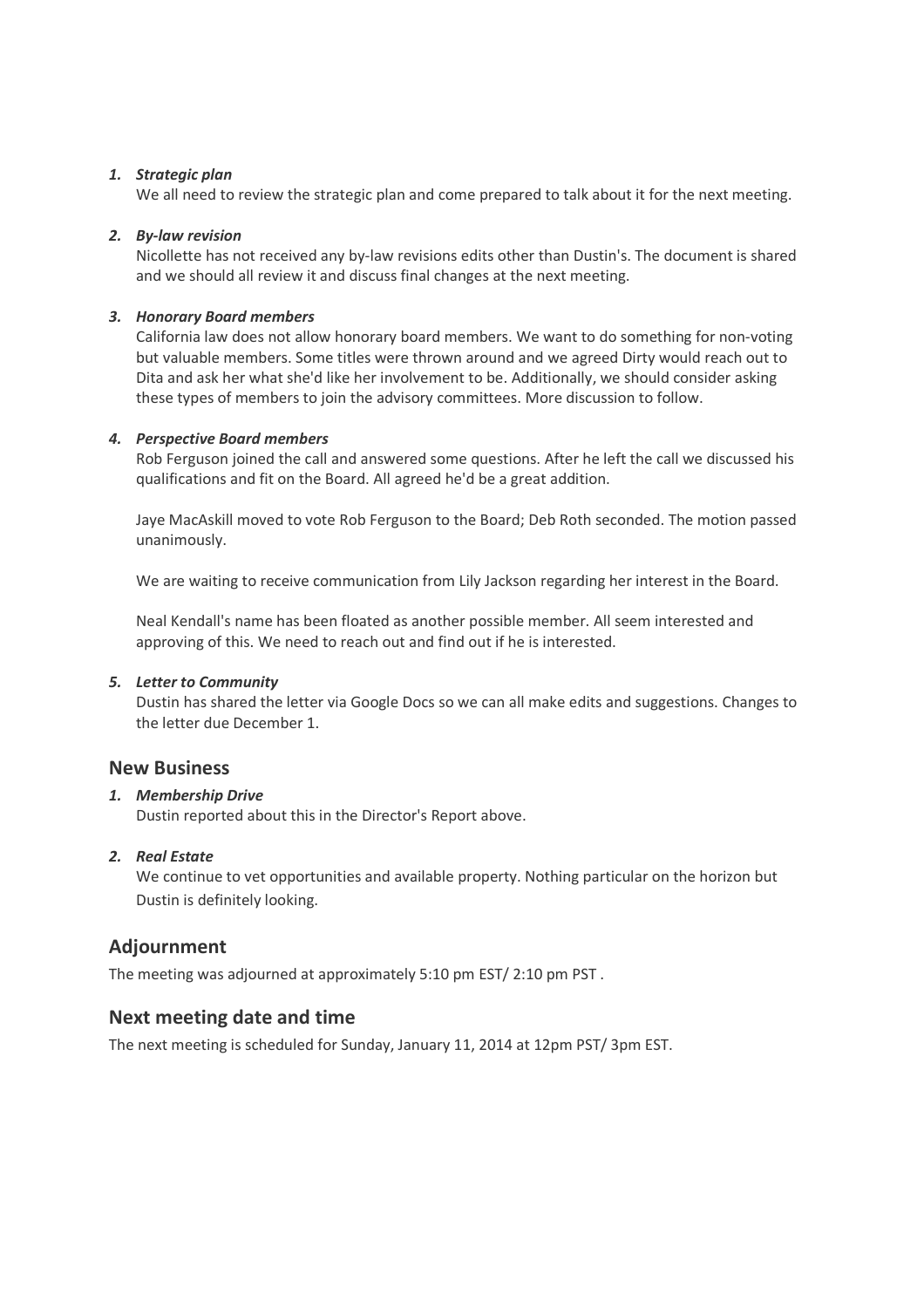1. ***Strategic plan***
   We all need to review the strategic plan and come prepared to talk about it for the next meeting.

2. ***By-law revision***
   Nicollette has not received any by-law revisions edits other than Dustin's. The document is shared and we should all review it and discuss final changes at the next meeting.

3. ***Honorary Board members***
   California law does not allow honorary board members. We want to do something for non-voting but valuable members. Some titles were thrown around and we agreed Dirty would reach out to Dita and ask her what she'd like her involvement to be. Additionally, we should consider asking these types of members to join the advisory committees. More discussion to follow.

4. ***Perspective Board members***
   Rob Ferguson joined the call and answered some questions. After he left the call we discussed his qualifications and fit on the Board. All agreed he'd be a great addition.

   Jaye MacAskill moved to vote Rob Ferguson to the Board; Deb Roth seconded. The motion passed unanimously.

   We are waiting to receive communication from Lily Jackson regarding her interest in the Board.

   Neal Kendall's name has been floated as another possible member. All seem interested and approving of this. We need to reach out and find out if he is interested.

5. ***Letter to Community***
   Dustin has shared the letter via Google Docs so we can all make edits and suggestions. Changes to the letter due December 1.

## New Business

1. ***Membership Drive***
   Dustin reported about this in the Director's Report above.

2. ***Real Estate***
   We continue to vet opportunities and available property. Nothing particular on the horizon but Dustin is definitely looking.

## Adjournment

The meeting was adjourned at approximately 5:10 pm EST/ 2:10 pm PST .

## Next meeting date and time

The next meeting is scheduled for Sunday, January 11, 2014 at 12pm PST/ 3pm EST.